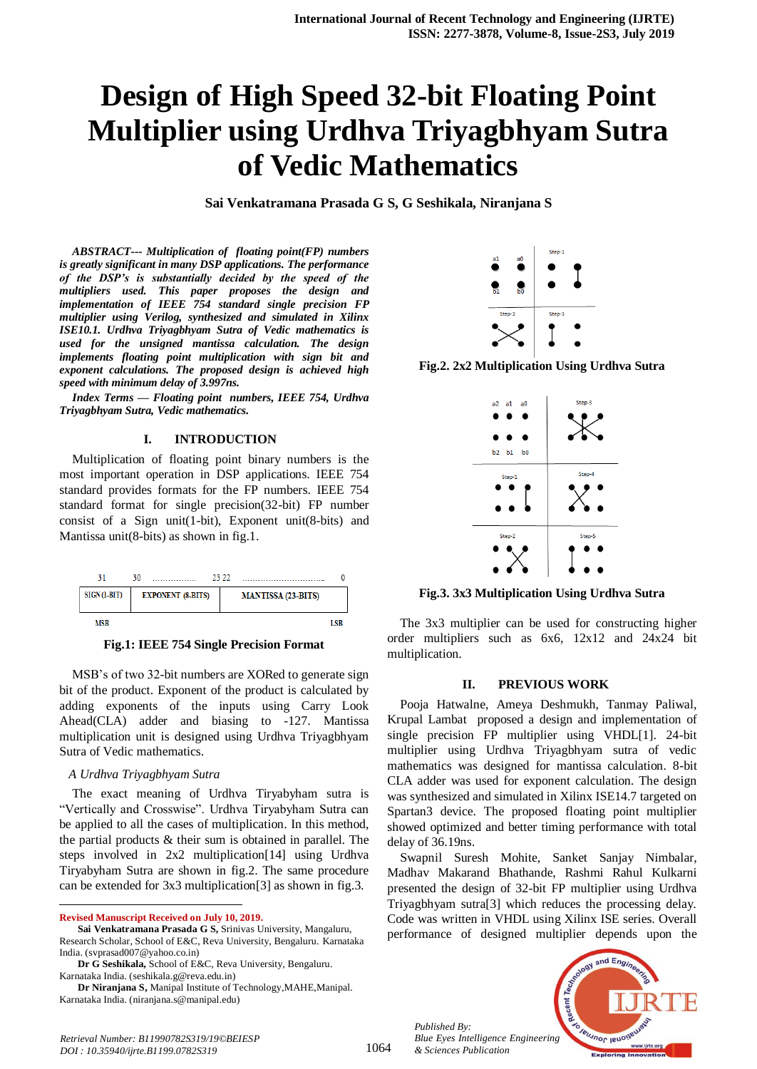# Design of High Speed 32-bit Floating Point Multiplier using Urdhva Triyagbhyam Sutra of Vedic Mathematics

**Sai Venkatramana Prasada G S, G Seshikala, Niranjana S**

***ABSTRACT--- Multiplication of floating point(FP) numbers is greatly significant in many DSP applications. The performance of the DSP's is substantially decided by the speed of the multipliers used. This paper proposes the design and implementation of IEEE 754 standard single precision FP multiplier using Verilog, synthesized and simulated in Xilinx ISE10.1. Urdhva Triyagbhyam Sutra of Vedic mathematics is used for the unsigned mantissa calculation. The design implements floating point multiplication with sign bit and exponent calculations. The proposed design is achieved high speed with minimum delay of 3.997ns.***

***Index Terms — Floating point numbers, IEEE 754, Urdhva Triyagbhyam Sutra, Vedic mathematics.***

## I. INTRODUCTION

Multiplication of floating point binary numbers is the most important operation in DSP applications. IEEE 754 standard provides formats for the FP numbers. IEEE 754 standard format for single precision(32-bit) FP number consist of a Sign unit(1-bit), Exponent unit(8-bits) and Mantissa unit(8-bits) as shown in fig.1.

| SIGN (1-BIT) | EXPONENT (8-BITS) | MANTISSA (23-BITS) |
|---|---|---|
| 31 | 30 ……………… 23 | 22 ……………………………… 0 |
| MSB | | LSB |

**Fig.1: IEEE 754 Single Precision Format**

MSB's of two 32-bit numbers are XORed to generate sign bit of the product. Exponent of the product is calculated by adding exponents of the inputs using Carry Look Ahead(CLA) adder and biasing to -127. Mantissa multiplication unit is designed using Urdhva Triyagbhyam Sutra of Vedic mathematics.

### *A Urdhva Triyagbhyam Sutra*

The exact meaning of Urdhva Tiryabyham sutra is "Vertically and Crosswise". Urdhva Tiryabyham Sutra can be applied to all the cases of multiplication. In this method, the partial products & their sum is obtained in parallel. The steps involved in 2x2 multiplication[14] using Urdhva Tiryabyham Sutra are shown in fig.2. The same procedure can be extended for 3x3 multiplication[3] as shown in fig.3.

**Fig.2. 2x2 Multiplication Using Urdhva Sutra**

**Fig.3. 3x3 Multiplication Using Urdhva Sutra**

The 3x3 multiplier can be used for constructing higher order multipliers such as 6x6, 12x12 and 24x24 bit multiplication.

## II. PREVIOUS WORK

Pooja Hatwalne, Ameya Deshmukh, Tanmay Paliwal, Krupal Lambat proposed a design and implementation of single precision FP multiplier using VHDL[1]. 24-bit multiplier using Urdhva Triyagbhyam sutra of vedic mathematics was designed for mantissa calculation. 8-bit CLA adder was used for exponent calculation. The design was synthesized and simulated in Xilinx ISE14.7 targeted on Spartan3 device. The proposed floating point multiplier showed optimized and better timing performance with total delay of 36.19ns.

Swapnil Suresh Mohite, Sanket Sanjay Nimbalar, Madhav Makarand Bhathande, Rashmi Rahul Kulkarni presented the design of 32-bit FP multiplier using Urdhva Triyagbhyam sutra[3] which reduces the processing delay. Code was written in VHDL using Xilinx ISE series. Overall performance of designed multiplier depends upon the

---

**Revised Manuscript Received on July 10, 2019.**

**Sai Venkatramana Prasada G S,** Srinivas University, Mangaluru, Research Scholar, School of E&C, Reva University, Bengaluru. Karnataka India. (svprasad007@yahoo.co.in)

**Dr G Seshikala,** School of E&C, Reva University, Bengaluru. Karnataka India. (seshikala.g@reva.edu.in)

**Dr Niranjana S,** Manipal Institute of Technology,MAHE,Manipal. Karnataka India. (niranjana.s@manipal.edu)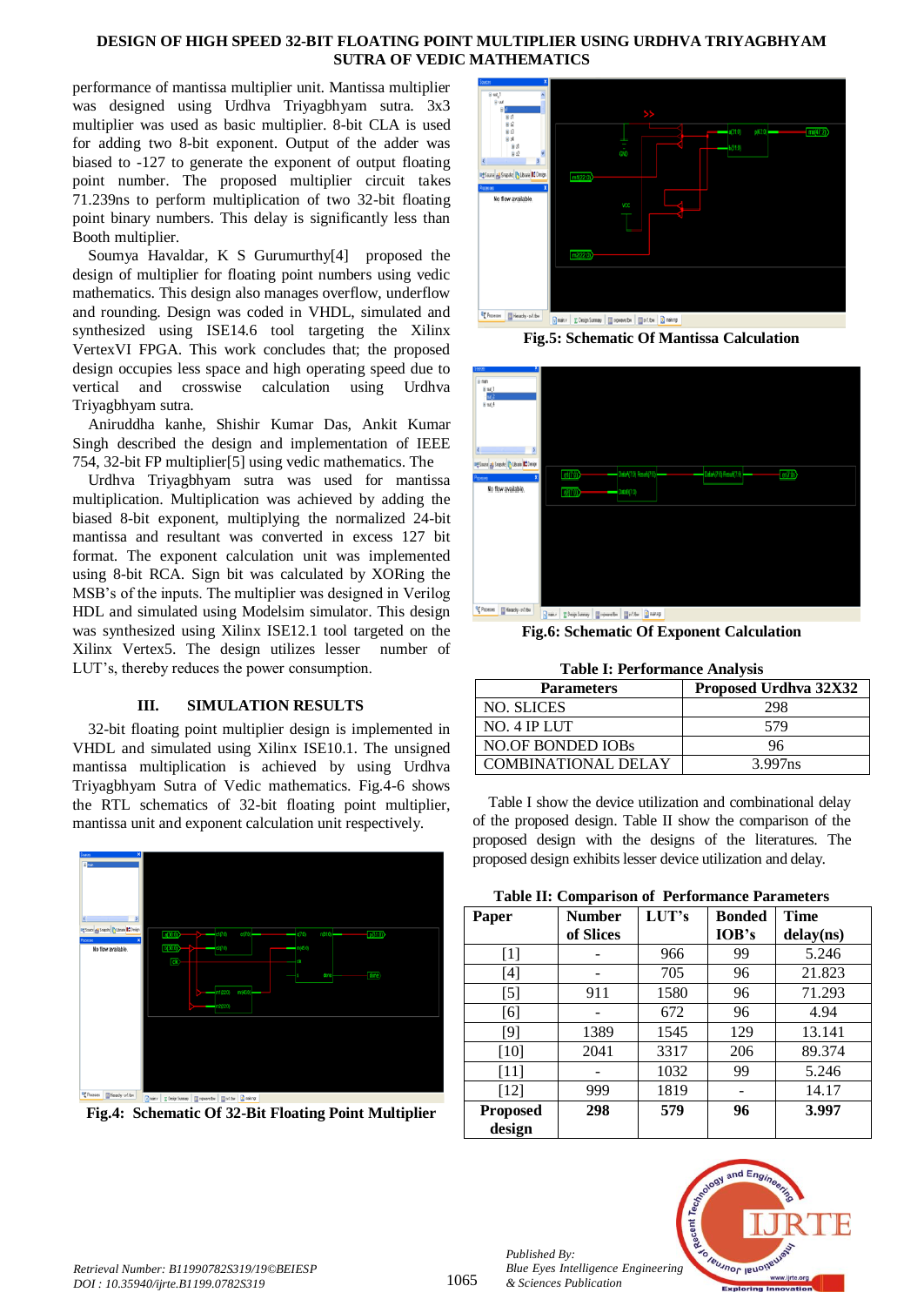performance of mantissa multiplier unit. Mantissa multiplier was designed using Urdhva Triyagbhyam sutra. 3x3 multiplier was used as basic multiplier. 8-bit CLA is used for adding two 8-bit exponent. Output of the adder was biased to -127 to generate the exponent of output floating point number. The proposed multiplier circuit takes 71.239ns to perform multiplication of two 32-bit floating point binary numbers. This delay is significantly less than Booth multiplier.

Soumya Havaldar, K S Gurumurthy[4] proposed the design of multiplier for floating point numbers using vedic mathematics. This design also manages overflow, underflow and rounding. Design was coded in VHDL, simulated and synthesized using ISE14.6 tool targeting the Xilinx VertexVI FPGA. This work concludes that; the proposed design occupies less space and high operating speed due to vertical and crosswise calculation using Urdhva Triyagbhyam sutra.

Aniruddha kanhe, Shishir Kumar Das, Ankit Kumar Singh described the design and implementation of IEEE 754, 32-bit FP multiplier[5] using vedic mathematics. The Urdhva Triyagbhyam sutra was used for mantissa multiplication. Multiplication was achieved by adding the biased 8-bit exponent, multiplying the normalized 24-bit mantissa and resultant was converted in excess 127 bit format. The exponent calculation unit was implemented using 8-bit RCA. Sign bit was calculated by XORing the MSB's of the inputs. The multiplier was designed in Verilog HDL and simulated using Modelsim simulator. This design was synthesized using Xilinx ISE12.1 tool targeted on the Xilinx Vertex5. The design utilizes lesser number of LUT's, thereby reduces the power consumption.

## III. SIMULATION RESULTS

32-bit floating point multiplier design is implemented in VHDL and simulated using Xilinx ISE10.1. The unsigned mantissa multiplication is achieved by using Urdhva Triyagbhyam Sutra of Vedic mathematics. Fig.4-6 shows the RTL schematics of 32-bit floating point multiplier, mantissa unit and exponent calculation unit respectively.

**Fig.4: Schematic Of 32-Bit Floating Point Multiplier**

**Fig.5: Schematic Of Mantissa Calculation**

**Fig.6: Schematic Of Exponent Calculation**

**Table I: Performance Analysis**

| Parameters | Proposed Urdhva 32X32 |
|---|---|
| NO. SLICES | 298 |
| NO. 4 IP LUT | 579 |
| NO.OF BONDED IOBs | 96 |
| COMBINATIONAL DELAY | 3.997ns |

Table I show the device utilization and combinational delay of the proposed design. Table II show the comparison of the proposed design with the designs of the literatures. The proposed design exhibits lesser device utilization and delay.

**Table II: Comparison of Performance Parameters**

| Paper | Number of Slices | LUT's | Bonded IOB's | Time delay(ns) |
|---|---|---|---|---|
| [1] | - | 966 | 99 | 5.246 |
| [4] | - | 705 | 96 | 21.823 |
| [5] | 911 | 1580 | 96 | 71.293 |
| [6] | - | 672 | 96 | 4.94 |
| [9] | 1389 | 1545 | 129 | 13.141 |
| [10] | 2041 | 3317 | 206 | 89.374 |
| [11] | - | 1032 | 99 | 5.246 |
| [12] | 999 | 1819 | - | 14.17 |
| **Proposed design** | **298** | **579** | **96** | **3.997** |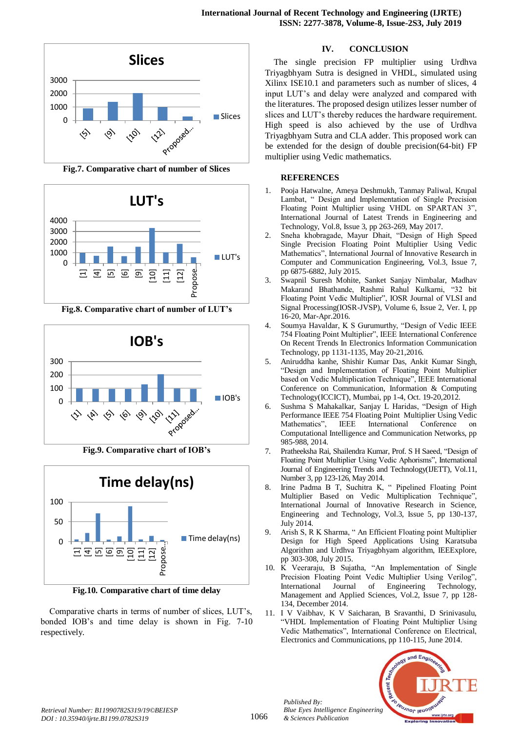Fig.7. Comparative chart of number of Slices

Fig.8. Comparative chart of number of LUT's

Fig.9. Comparative chart of IOB's

Fig.10. Comparative chart of time delay

Comparative charts in terms of number of slices, LUT's, bonded IOB's and time delay is shown in Fig. 7-10 respectively.

## IV. CONCLUSION

The single precision FP multiplier using Urdhva Triyagbhyam Sutra is designed in VHDL, simulated using Xilinx ISE10.1 and parameters such as number of slices, 4 input LUT's and delay were analyzed and compared with the literatures. The proposed design utilizes lesser number of slices and LUT's thereby reduces the hardware requirement. High speed is also achieved by the use of Urdhva Triyagbhyam Sutra and CLA adder. This proposed work can be extended for the design of double precision(64-bit) FP multiplier using Vedic mathematics.

## REFERENCES

1. Pooja Hatwalne, Ameya Deshmukh, Tanmay Paliwal, Krupal Lambat, " Design and Implementation of Single Precision Floating Point Multiplier using VHDL on SPARTAN 3", International Journal of Latest Trends in Engineering and Technology, Vol.8, Issue 3, pp 263-269, May 2017.
2. Sneha khobragade, Mayur Dhait, "Design of High Speed Single Precision Floating Point Multiplier Using Vedic Mathematics", International Journal of Innovative Research in Computer and Communication Engineering, Vol.3, Issue 7, pp 6875-6882, July 2015.
3. Swapnil Suresh Mohite, Sanket Sanjay Nimbalar, Madhav Makarand Bhathande, Rashmi Rahul Kulkarni, "32 bit Floating Point Vedic Multiplier", IOSR Journal of VLSI and Signal Processing(IOSR-JVSP), Volume 6, Issue 2, Ver. I, pp 16-20, Mar-Apr.2016.
4. Soumya Havaldar, K S Gurumurthy, "Design of Vedic IEEE 754 Floating Point Multiplier", IEEE International Conference On Recent Trends In Electronics Information Communication Technology, pp 1131-1135, May 20-21,2016.
5. Aniruddha kanhe, Shishir Kumar Das, Ankit Kumar Singh, "Design and Implementation of Floating Point Multiplier based on Vedic Multiplication Technique", IEEE International Conference on Communication, Information & Computing Technology(ICCICT), Mumbai, pp 1-4, Oct. 19-20,2012.
6. Sushma S Mahakalkar, Sanjay L Haridas, "Design of High Performance IEEE 754 Floating Point Multiplier Using Vedic Mathematics", IEEE International Conference on Computational Intelligence and Communication Networks, pp 985-988, 2014.
7. Pratheeksha Rai, Shailendra Kumar, Prof. S H Saeed, "Design of Floating Point Multiplier Using Vedic Aphorisms", International Journal of Engineering Trends and Technology(IJETT), Vol.11, Number 3, pp 123-126, May 2014.
8. Irine Padma B T, Suchitra K, " Pipelined Floating Point Multiplier Based on Vedic Multiplication Technique", International Journal of Innovative Research in Science, Engineering and Technology, Vol.3, Issue 5, pp 130-137, July 2014.
9. Arish S, R K Sharma, " An Efficient Floating point Multiplier Design for High Speed Applications Using Karatsuba Algorithm and Urdhva Triyagbhyam algorithm, IEEExplore, pp 303-308, July 2015.
10. K Veeraraju, B Sujatha, "An Implementation of Single Precision Floating Point Vedic Multiplier Using Verilog", International Journal of Engineering Technology, Management and Applied Sciences, Vol.2, Issue 7, pp 128-134, December 2014.
11. I V Vaibhav, K V Saicharan, B Sravanthi, D Srinivasulu, "VHDL Implementation of Floating Point Multiplier Using Vedic Mathematics", International Conference on Electrical, Electronics and Communications, pp 110-115, June 2014.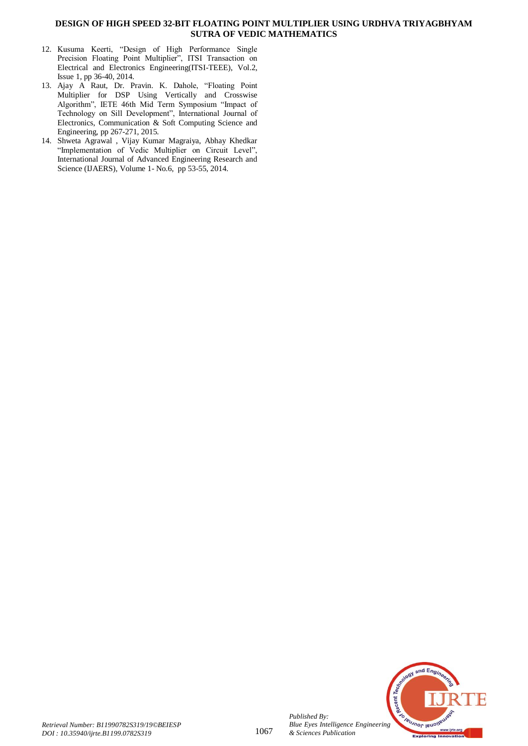12. Kusuma Keerti, “Design of High Performance Single Precision Floating Point Multiplier”, ITSI Transaction on Electrical and Electronics Engineering(ITSI-TEEE), Vol.2, Issue 1, pp 36-40, 2014.
13. Ajay A Raut, Dr. Pravin. K. Dahole, “Floating Point Multiplier for DSP Using Vertically and Crosswise Algorithm”, IETE 46th Mid Term Symposium “Impact of Technology on Sill Development”, International Journal of Electronics, Communication & Soft Computing Science and Engineering, pp 267-271, 2015.
14. Shweta Agrawal , Vijay Kumar Magraiya, Abhay Khedkar “Implementation of Vedic Multiplier on Circuit Level”, International Journal of Advanced Engineering Research and Science (IJAERS), Volume 1- No.6, pp 53-55, 2014.